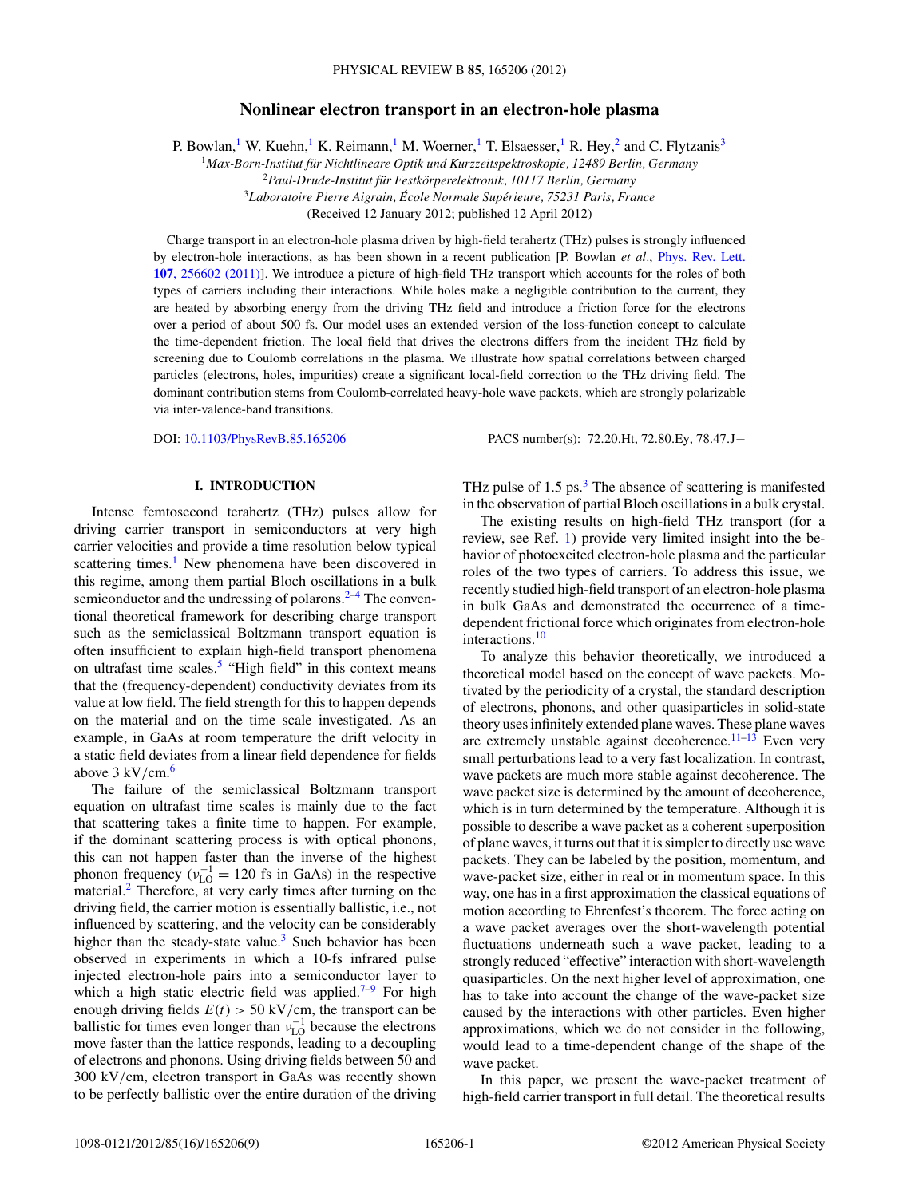# Nonlinear electron transport in an electron-hole plasma

P. Bowlan,[1] W. Kuehn,[1] K. Reimann,[1] M. Woerner,[1] T. Elsaesser,[1] R. Hey,[2] and C. Flytzanis[3]

[1]*Max-Born-Institut für Nichtlineare Optik und Kurzzeitspektroskopie, 12489 Berlin, Germany*
[2]*Paul-Drude-Institut für Festkörperelektronik, 10117 Berlin, Germany*
[3]*Laboratoire Pierre Aigrain, École Normale Supérieure, 75231 Paris, France*
(Received 12 January 2012; published 12 April 2012)

Charge transport in an electron-hole plasma driven by high-field terahertz (THz) pulses is strongly influenced by electron-hole interactions, as has been shown in a recent publication [P. Bowlan *et al*., Phys. Rev. Lett. **107**, 256602 (2011)]. We introduce a picture of high-field THz transport which accounts for the roles of both types of carriers including their interactions. While holes make a negligible contribution to the current, they are heated by absorbing energy from the driving THz field and introduce a friction force for the electrons over a period of about 500 fs. Our model uses an extended version of the loss-function concept to calculate the time-dependent friction. The local field that drives the electrons differs from the incident THz field by screening due to Coulomb correlations in the plasma. We illustrate how spatial correlations between charged particles (electrons, holes, impurities) create a significant local-field correction to the THz driving field. The dominant contribution stems from Coulomb-correlated heavy-hole wave packets, which are strongly polarizable via inter-valence-band transitions.

DOI: 10.1103/PhysRevB.85.165206 PACS number(s): 72.20.Ht, 72.80.Ey, 78.47.J−

## I. INTRODUCTION

Intense femtosecond terahertz (THz) pulses allow for driving carrier transport in semiconductors at very high carrier velocities and provide a time resolution below typical scattering times.[1] New phenomena have been discovered in this regime, among them partial Bloch oscillations in a bulk semiconductor and the undressing of polarons.[2–4] The conventional theoretical framework for describing charge transport such as the semiclassical Boltzmann transport equation is often insufficient to explain high-field transport phenomena on ultrafast time scales.[5] "High field" in this context means that the (frequency-dependent) conductivity deviates from its value at low field. The field strength for this to happen depends on the material and on the time scale investigated. As an example, in GaAs at room temperature the drift velocity in a static field deviates from a linear field dependence for fields above 3 kV/cm.[6]

The failure of the semiclassical Boltzmann transport equation on ultrafast time scales is mainly due to the fact that scattering takes a finite time to happen. For example, if the dominant scattering process is with optical phonons, this can not happen faster than the inverse of the highest phonon frequency ($\nu_{\mathrm{LO}}^{-1} = 120$ fs in GaAs) in the respective material.[2] Therefore, at very early times after turning on the driving field, the carrier motion is essentially ballistic, i.e., not influenced by scattering, and the velocity can be considerably higher than the steady-state value.[3] Such behavior has been observed in experiments in which a 10-fs infrared pulse injected electron-hole pairs into a semiconductor layer to which a high static electric field was applied.[7–9] For high enough driving fields $E(t) > 50$ kV/cm, the transport can be ballistic for times even longer than $\nu_{\mathrm{LO}}^{-1}$ because the electrons move faster than the lattice responds, leading to a decoupling of electrons and phonons. Using driving fields between 50 and 300 kV/cm, electron transport in GaAs was recently shown to be perfectly ballistic over the entire duration of the driving THz pulse of 1.5 ps.[3] The absence of scattering is manifested in the observation of partial Bloch oscillations in a bulk crystal.

The existing results on high-field THz transport (for a review, see Ref. 1) provide very limited insight into the behavior of photoexcited electron-hole plasma and the particular roles of the two types of carriers. To address this issue, we recently studied high-field transport of an electron-hole plasma in bulk GaAs and demonstrated the occurrence of a time-dependent frictional force which originates from electron-hole interactions.[10]

To analyze this behavior theoretically, we introduced a theoretical model based on the concept of wave packets. Motivated by the periodicity of a crystal, the standard description of electrons, phonons, and other quasiparticles in solid-state theory uses infinitely extended plane waves. These plane waves are extremely unstable against decoherence.[11–13] Even very small perturbations lead to a very fast localization. In contrast, wave packets are much more stable against decoherence. The wave packet size is determined by the amount of decoherence, which is in turn determined by the temperature. Although it is possible to describe a wave packet as a coherent superposition of plane waves, it turns out that it is simpler to directly use wave packets. They can be labeled by the position, momentum, and wave-packet size, either in real or in momentum space. In this way, one has in a first approximation the classical equations of motion according to Ehrenfest's theorem. The force acting on a wave packet averages over the short-wavelength potential fluctuations underneath such a wave packet, leading to a strongly reduced "effective" interaction with short-wavelength quasiparticles. On the next higher level of approximation, one has to take into account the change of the wave-packet size caused by the interactions with other particles. Even higher approximations, which we do not consider in the following, would lead to a time-dependent change of the shape of the wave packet.

In this paper, we present the wave-packet treatment of high-field carrier transport in full detail. The theoretical results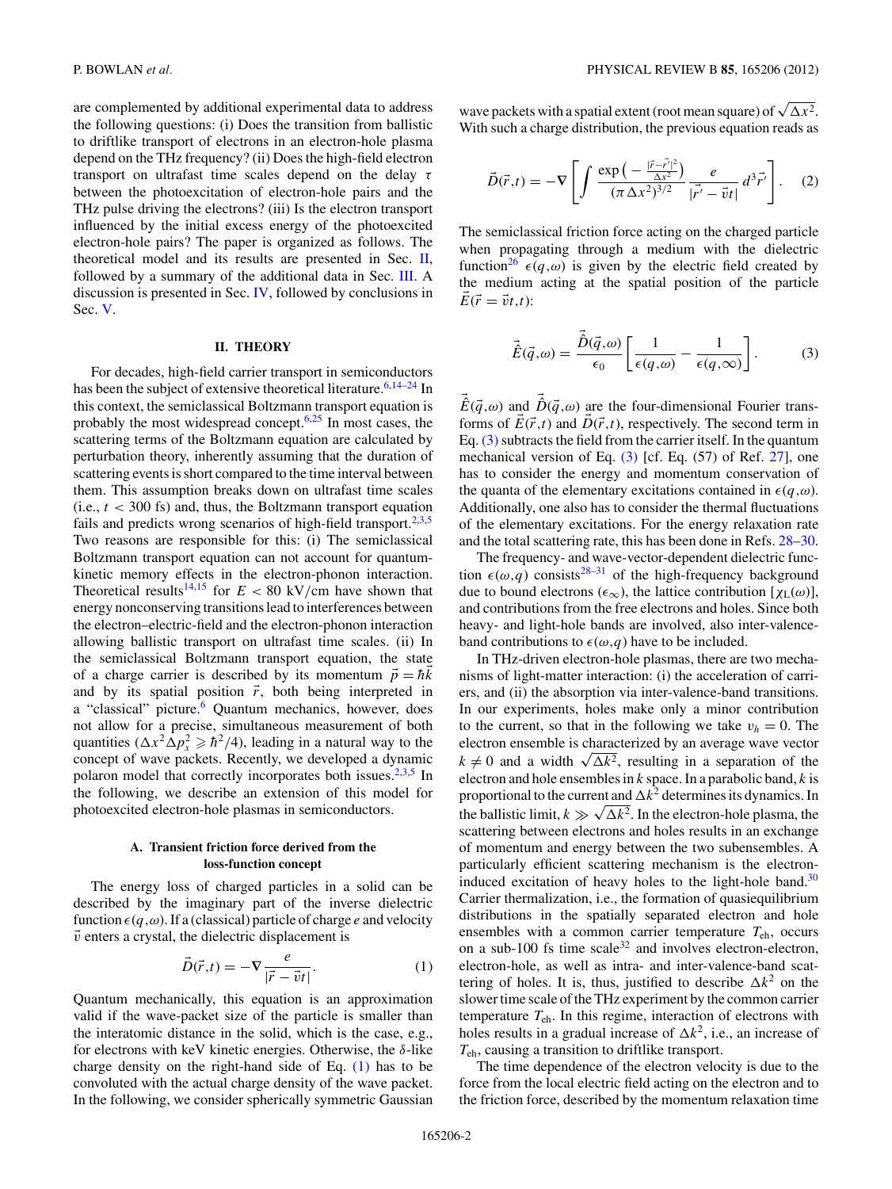are complemented by additional experimental data to address the following questions: (i) Does the transition from ballistic to driftlike transport of electrons in an electron-hole plasma depend on the THz frequency? (ii) Does the high-field electron transport on ultrafast time scales depend on the delay $\tau$ between the photoexcitation of electron-hole pairs and the THz pulse driving the electrons? (iii) Is the electron transport influenced by the initial excess energy of the photoexcited electron-hole pairs? The paper is organized as follows. The theoretical model and its results are presented in Sec. II, followed by a summary of the additional data in Sec. III. A discussion is presented in Sec. IV, followed by conclusions in Sec. V.

## II. THEORY

For decades, high-field carrier transport in semiconductors has been the subject of extensive theoretical literature.[6,14–24] In this context, the semiclassical Boltzmann transport equation is probably the most widespread concept.[6,25] In most cases, the scattering terms of the Boltzmann equation are calculated by perturbation theory, inherently assuming that the duration of scattering events is short compared to the time interval between them. This assumption breaks down on ultrafast time scales (i.e., $t < 300$ fs) and, thus, the Boltzmann transport equation fails and predicts wrong scenarios of high-field transport.[2,3,5] Two reasons are responsible for this: (i) The semiclassical Boltzmann transport equation can not account for quantum-kinetic memory effects in the electron-phonon interaction. Theoretical results[14,15] for $E < 80$ kV/cm have shown that energy nonconserving transitions lead to interferences between the electron–electric-field and the electron-phonon interaction allowing ballistic transport on ultrafast time scales. (ii) In the semiclassical Boltzmann transport equation, the state of a charge carrier is described by its momentum $\vec{p} = \hbar\vec{k}$ and by its spatial position $\vec{r}$, both being interpreted in a "classical" picture.[6] Quantum mechanics, however, does not allow for a precise, simultaneous measurement of both quantities ($\Delta x^2 \Delta p_x^2 \geqslant \hbar^2/4$), leading in a natural way to the concept of wave packets. Recently, we developed a dynamic polaron model that correctly incorporates both issues.[2,3,5] In the following, we describe an extension of this model for photoexcited electron-hole plasmas in semiconductors.

### A. Transient friction force derived from the loss-function concept

The energy loss of charged particles in a solid can be described by the imaginary part of the inverse dielectric function $\epsilon(q,\omega)$. If a (classical) particle of charge $e$ and velocity $\vec{v}$ enters a crystal, the dielectric displacement is

$$\vec{D}(\vec{r},t) = -\nabla \frac{e}{|\vec{r} - \vec{v}t|}. \tag{1}$$

Quantum mechanically, this equation is an approximation valid if the wave-packet size of the particle is smaller than the interatomic distance in the solid, which is the case, e.g., for electrons with keV kinetic energies. Otherwise, the $\delta$-like charge density on the right-hand side of Eq. (1) has to be convoluted with the actual charge density of the wave packet. In the following, we consider spherically symmetric Gaussian wave packets with a spatial extent (root mean square) of $\sqrt{\Delta x^2}$. With such a charge distribution, the previous equation reads as

$$\vec{D}(\vec{r},t) = -\nabla \left[ \int \frac{\exp\left(-\frac{|\vec{r}-\vec{r}'|^2}{\Delta x^2}\right)}{(\pi \Delta x^2)^{3/2}} \frac{e}{|\vec{r}' - \vec{v}t|} \, d^3\vec{r}' \right]. \tag{2}$$

The semiclassical friction force acting on the charged particle when propagating through a medium with the dielectric function[26] $\epsilon(q,\omega)$ is given by the electric field created by the medium acting at the spatial position of the particle $\vec{E}(\vec{r} = \vec{v}t, t)$:

$$\vec{\hat{E}}(\vec{q},\omega) = \frac{\vec{\hat{D}}(\vec{q},\omega)}{\epsilon_0} \left[ \frac{1}{\epsilon(q,\omega)} - \frac{1}{\epsilon(q,\infty)} \right]. \tag{3}$$

$\vec{\hat{E}}(\vec{q},\omega)$ and $\vec{\hat{D}}(\vec{q},\omega)$ are the four-dimensional Fourier transforms of $\vec{E}(\vec{r},t)$ and $\vec{D}(\vec{r},t)$, respectively. The second term in Eq. (3) subtracts the field from the carrier itself. In the quantum mechanical version of Eq. (3) [cf. Eq. (57) of Ref. 27], one has to consider the energy and momentum conservation of the quanta of the elementary excitations contained in $\epsilon(q,\omega)$. Additionally, one also has to consider the thermal fluctuations of the elementary excitations. For the energy relaxation rate and the total scattering rate, this has been done in Refs. 28–30.

The frequency- and wave-vector-dependent dielectric function $\epsilon(\omega,q)$ consists[28–31] of the high-frequency background due to bound electrons ($\epsilon_\infty$), the lattice contribution [$\chi_L(\omega)$], and contributions from the free electrons and holes. Since both heavy- and light-hole bands are involved, also inter-valence-band contributions to $\epsilon(\omega,q)$ have to be included.

In THz-driven electron-hole plasmas, there are two mechanisms of light-matter interaction: (i) the acceleration of carriers, and (ii) the absorption via inter-valence-band transitions. In our experiments, holes make only a minor contribution to the current, so that in the following we take $v_h = 0$. The electron ensemble is characterized by an average wave vector $k \neq 0$ and a width $\sqrt{\Delta k^2}$, resulting in a separation of the electron and hole ensembles in $k$ space. In a parabolic band, $k$ is proportional to the current and $\Delta k^2$ determines its dynamics. In the ballistic limit, $k \gg \sqrt{\Delta k^2}$. In the electron-hole plasma, the scattering between electrons and holes results in an exchange of momentum and energy between the two subensembles. A particularly efficient scattering mechanism is the electron-induced excitation of heavy holes to the light-hole band.[30] Carrier thermalization, i.e., the formation of quasiequilibrium distributions in the spatially separated electron and hole ensembles with a common carrier temperature $T_{\rm eh}$, occurs on a sub-100 fs time scale[32] and involves electron-electron, electron-hole, as well as intra- and inter-valence-band scattering of holes. It is, thus, justified to describe $\Delta k^2$ on the slower time scale of the THz experiment by the common carrier temperature $T_{\rm eh}$. In this regime, interaction of electrons with holes results in a gradual increase of $\Delta k^2$, i.e., an increase of $T_{\rm eh}$, causing a transition to driftlike transport.

The time dependence of the electron velocity is due to the force from the local electric field acting on the electron and to the friction force, described by the momentum relaxation time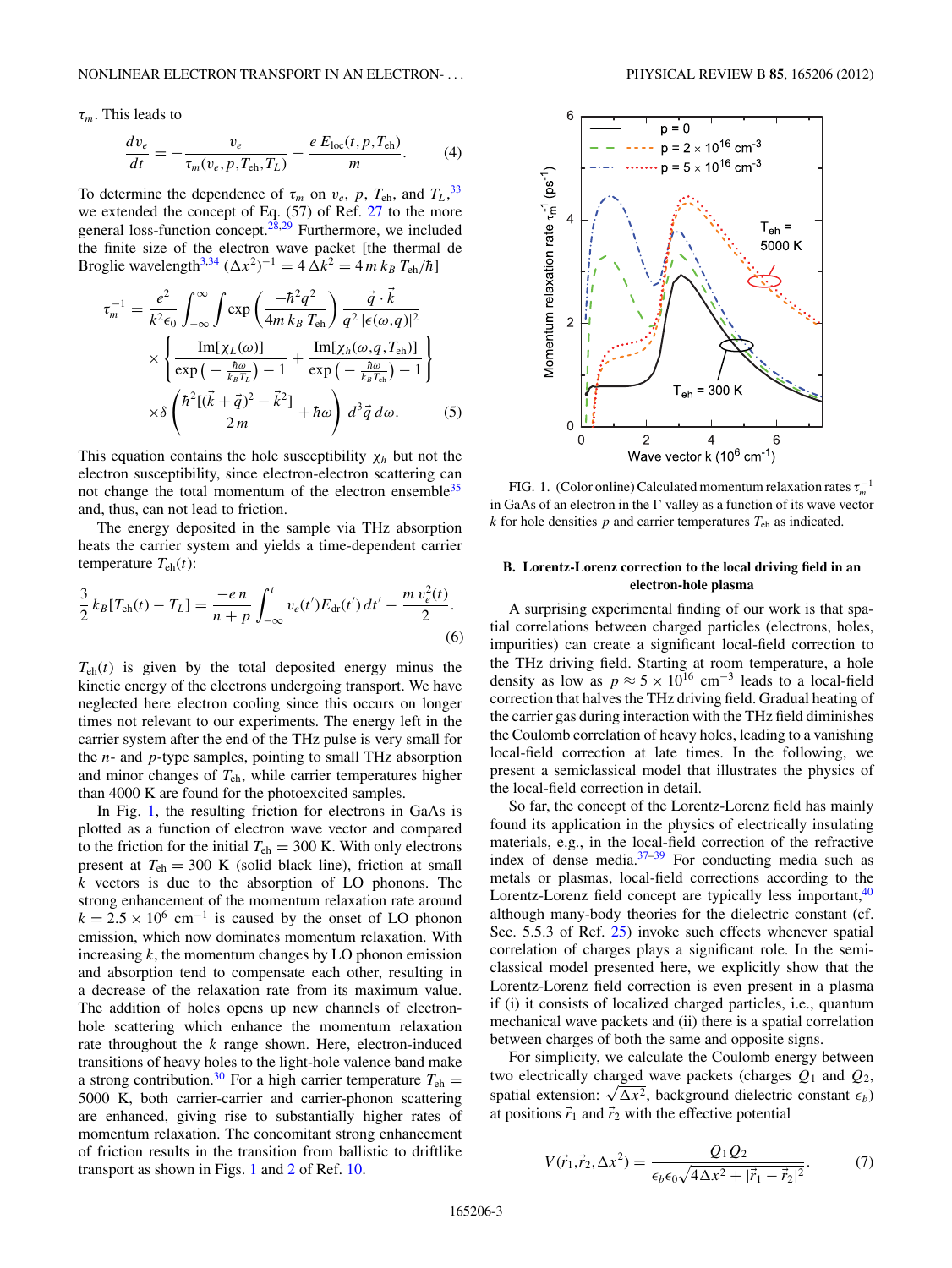$\tau_m$. This leads to

$$\frac{dv_e}{dt} = -\frac{v_e}{\tau_m(v_e,p,T_{\text{eh}},T_L)} - \frac{e\,E_{\text{loc}}(t,p,T_{\text{eh}})}{m}. \tag{4}$$

To determine the dependence of $\tau_m$ on $v_e$, $p$, $T_{\text{eh}}$, and $T_L$,[33] we extended the concept of Eq. (57) of Ref. 27 to the more general loss-function concept.[28,29] Furthermore, we included the finite size of the electron wave packet [the thermal de Broglie wavelength[3,34] $(\Delta x^2)^{-1} = 4\,\Delta k^2 = 4\,m\,k_B\,T_{\text{eh}}/\hbar$]

$$\begin{aligned}\tau_m^{-1} = {} & \frac{e^2}{k^2\epsilon_0}\int_{-\infty}^{\infty}\int \exp\left(\frac{-\hbar^2 q^2}{4m\,k_B\,T_{\text{eh}}}\right)\frac{\vec{q}\cdot\vec{k}}{q^2\,|\epsilon(\omega,q)|^2} \\ & \times\left\{\frac{\text{Im}[\chi_L(\omega)]}{\exp\left(-\frac{\hbar\omega}{k_B T_L}\right)-1} + \frac{\text{Im}[\chi_h(\omega,q,T_{\text{eh}})]}{\exp\left(-\frac{\hbar\omega}{k_B T_{\text{eh}}}\right)-1}\right\} \\ & \times\delta\left(\frac{\hbar^2[(\vec{k}+\vec{q})^2-\vec{k}^2]}{2\,m}+\hbar\omega\right)d^3\vec{q}\,d\omega. \end{aligned} \tag{5}$$

This equation contains the hole susceptibility $\chi_h$ but not the electron susceptibility, since electron-electron scattering can not change the total momentum of the electron ensemble[35] and, thus, can not lead to friction.

The energy deposited in the sample via THz absorption heats the carrier system and yields a time-dependent carrier temperature $T_{\text{eh}}(t)$:

$$\frac{3}{2}\,k_B[T_{\text{eh}}(t) - T_L] = \frac{-e\,n}{n+p}\int_{-\infty}^{t} v_e(t')E_{\text{dr}}(t')\,dt' - \frac{m\,v_e^2(t)}{2}. \tag{6}$$

$T_{\text{eh}}(t)$ is given by the total deposited energy minus the kinetic energy of the electrons undergoing transport. We have neglected here electron cooling since this occurs on longer times not relevant to our experiments. The energy left in the carrier system after the end of the THz pulse is very small for the $n$- and $p$-type samples, pointing to small THz absorption and minor changes of $T_{\text{eh}}$, while carrier temperatures higher than 4000 K are found for the photoexcited samples.

In Fig. 1, the resulting friction for electrons in GaAs is plotted as a function of electron wave vector and compared to the friction for the initial $T_{\text{eh}} = 300$ K. With only electrons present at $T_{\text{eh}} = 300$ K (solid black line), friction at small $k$ vectors is due to the absorption of LO phonons. The strong enhancement of the momentum relaxation rate around $k = 2.5\times10^6$ cm$^{-1}$ is caused by the onset of LO phonon emission, which now dominates momentum relaxation. With increasing $k$, the momentum changes by LO phonon emission and absorption tend to compensate each other, resulting in a decrease of the relaxation rate from its maximum value. The addition of holes opens up new channels of electron-hole scattering which enhance the momentum relaxation rate throughout the $k$ range shown. Here, electron-induced transitions of heavy holes to the light-hole valence band make a strong contribution.[30] For a high carrier temperature $T_{\text{eh}} = 5000$ K, both carrier-carrier and carrier-phonon scattering are enhanced, giving rise to substantially higher rates of momentum relaxation. The concomitant strong enhancement of friction results in the transition from ballistic to driftlike transport as shown in Figs. 1 and 2 of Ref. 10.

FIG. 1. (Color online) Calculated momentum relaxation rates $\tau_m^{-1}$ in GaAs of an electron in the Γ valley as a function of its wave vector $k$ for hole densities $p$ and carrier temperatures $T_{\text{eh}}$ as indicated.

### B. Lorentz-Lorenz correction to the local driving field in an electron-hole plasma

A surprising experimental finding of our work is that spatial correlations between charged particles (electrons, holes, impurities) can create a significant local-field correction to the THz driving field. Starting at room temperature, a hole density as low as $p \approx 5\times10^{16}$ cm$^{-3}$ leads to a local-field correction that halves the THz driving field. Gradual heating of the carrier gas during interaction with the THz field diminishes the Coulomb correlation of heavy holes, leading to a vanishing local-field correction at late times. In the following, we present a semiclassical model that illustrates the physics of the local-field correction in detail.

So far, the concept of the Lorentz-Lorenz field has mainly found its application in the physics of electrically insulating materials, e.g., in the local-field correction of the refractive index of dense media.[37–39] For conducting media such as metals or plasmas, local-field corrections according to the Lorentz-Lorenz field concept are typically less important,[40] although many-body theories for the dielectric constant (cf. Sec. 5.5.3 of Ref. 25) invoke such effects whenever spatial correlation of charges plays a significant role. In the semiclassical model presented here, we explicitly show that the Lorentz-Lorenz field correction is even present in a plasma if (i) it consists of localized charged particles, i.e., quantum mechanical wave packets and (ii) there is a spatial correlation between charges of both the same and opposite signs.

For simplicity, we calculate the Coulomb energy between two electrically charged wave packets (charges $Q_1$ and $Q_2$, spatial extension: $\sqrt{\Delta x^2}$, background dielectric constant $\epsilon_b$) at positions $\vec{r}_1$ and $\vec{r}_2$ with the effective potential

$$V(\vec{r}_1,\vec{r}_2,\Delta x^2) = \frac{Q_1 Q_2}{\epsilon_b\epsilon_0\sqrt{4\Delta x^2 + |\vec{r}_1-\vec{r}_2|^2}}. \tag{7}$$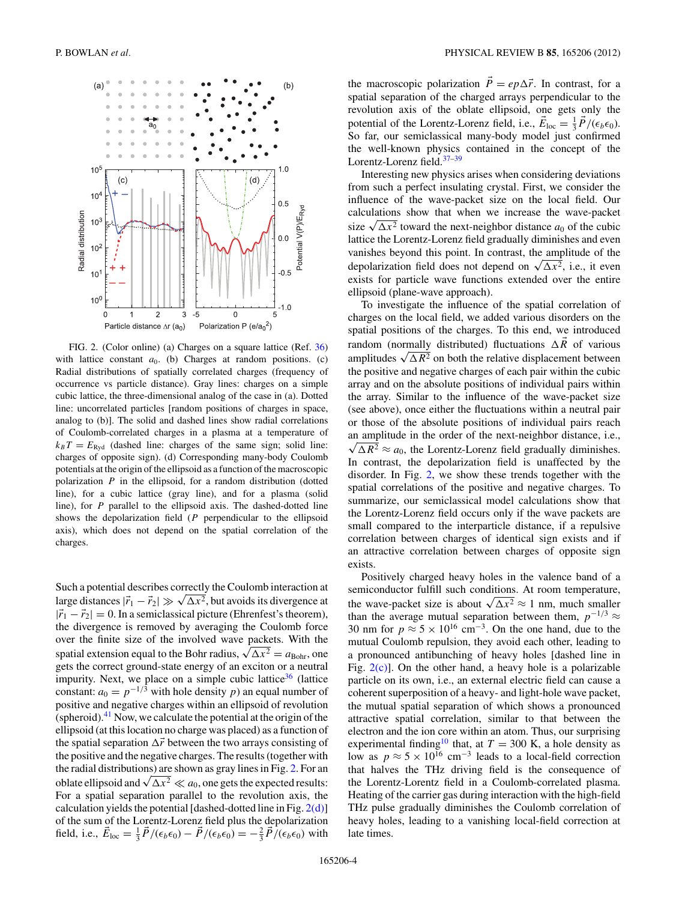FIG. 2. (Color online) (a) Charges on a square lattice (Ref. 36) with lattice constant $a_0$. (b) Charges at random positions. (c) Radial distributions of spatially correlated charges (frequency of occurrence vs particle distance). Gray lines: charges on a simple cubic lattice, the three-dimensional analog of the case in (a). Dotted line: uncorrelated particles [random positions of charges in space, analog to (b)]. The solid and dashed lines show radial correlations of Coulomb-correlated charges in a plasma at a temperature of $k_B T = E_{\mathrm{Ryd}}$ (dashed line: charges of the same sign; solid line: charges of opposite sign). (d) Corresponding many-body Coulomb potentials at the origin of the ellipsoid as a function of the macroscopic polarization $P$ in the ellipsoid, for a random distribution (dotted line), for a cubic lattice (gray line), and for a plasma (solid line), for $P$ parallel to the ellipsoid axis. The dashed-dotted line shows the depolarization field ($P$ perpendicular to the ellipsoid axis), which does not depend on the spatial correlation of the charges.

Such a potential describes correctly the Coulomb interaction at large distances $|\vec{r}_1 - \vec{r}_2| \gg \sqrt{\Delta x^2}$, but avoids its divergence at $|\vec{r}_1 - \vec{r}_2| = 0$. In a semiclassical picture (Ehrenfest's theorem), the divergence is removed by averaging the Coulomb force over the finite size of the involved wave packets. With the spatial extension equal to the Bohr radius, $\sqrt{\Delta x^2} = a_{\mathrm{Bohr}}$, one gets the correct ground-state energy of an exciton or a neutral impurity. Next, we place on a simple cubic lattice[36] (lattice constant: $a_0 = p^{-1/3}$ with hole density $p$) an equal number of positive and negative charges within an ellipsoid of revolution (spheroid).[41] Now, we calculate the potential at the origin of the ellipsoid (at this location no charge was placed) as a function of the spatial separation $\Delta\vec{r}$ between the two arrays consisting of the positive and the negative charges. The results (together with the radial distributions) are shown as gray lines in Fig. 2. For an oblate ellipsoid and $\sqrt{\Delta x^2} \ll a_0$, one gets the expected results: For a spatial separation parallel to the revolution axis, the calculation yields the potential [dashed-dotted line in Fig. 2(d)] of the sum of the Lorentz-Lorenz field plus the depolarization field, i.e., $\vec{E}_{\mathrm{loc}} = \frac{1}{3}\vec{P}/(\epsilon_b\epsilon_0) - \vec{P}/(\epsilon_b\epsilon_0) = -\frac{2}{3}\vec{P}/(\epsilon_b\epsilon_0)$ with the macroscopic polarization $\vec{P} = ep\Delta\vec{r}$. In contrast, for a spatial separation of the charged arrays perpendicular to the revolution axis of the oblate ellipsoid, one gets only the potential of the Lorentz-Lorenz field, i.e., $\vec{E}_{\mathrm{loc}} = \frac{1}{3}\vec{P}/(\epsilon_b\epsilon_0)$. So far, our semiclassical many-body model just confirmed the well-known physics contained in the concept of the Lorentz-Lorenz field.[37–39]

Interesting new physics arises when considering deviations from such a perfect insulating crystal. First, we consider the influence of the wave-packet size on the local field. Our calculations show that when we increase the wave-packet size $\sqrt{\Delta x^2}$ toward the next-neighbor distance $a_0$ of the cubic lattice the Lorentz-Lorenz field gradually diminishes and even vanishes beyond this point. In contrast, the amplitude of the depolarization field does not depend on $\sqrt{\Delta x^2}$, i.e., it even exists for particle wave functions extended over the entire ellipsoid (plane-wave approach).

To investigate the influence of the spatial correlation of charges on the local field, we added various disorders on the spatial positions of the charges. To this end, we introduced random (normally distributed) fluctuations $\Delta\vec{R}$ of various amplitudes $\sqrt{\Delta R^2}$ on both the relative displacement between the positive and negative charges of each pair within the cubic array and on the absolute positions of individual pairs within the array. Similar to the influence of the wave-packet size (see above), once either the fluctuations within a neutral pair or those of the absolute positions of individual pairs reach an amplitude in the order of the next-neighbor distance, i.e., $\sqrt{\Delta R^2} \approx a_0$, the Lorentz-Lorenz field gradually diminishes. In contrast, the depolarization field is unaffected by the disorder. In Fig. 2, we show these trends together with the spatial correlations of the positive and negative charges. To summarize, our semiclassical model calculations show that the Lorentz-Lorenz field occurs only if the wave packets are small compared to the interparticle distance, if a repulsive correlation between charges of identical sign exists and if an attractive correlation between charges of opposite sign exists.

Positively charged heavy holes in the valence band of a semiconductor fulfill such conditions. At room temperature, the wave-packet size is about $\sqrt{\Delta x^2} \approx 1$ nm, much smaller than the average mutual separation between them, $p^{-1/3} \approx 30$ nm for $p \approx 5 \times 10^{16}$ cm$^{-3}$. On the one hand, due to the mutual Coulomb repulsion, they avoid each other, leading to a pronounced antibunching of heavy holes [dashed line in Fig. 2(c)]. On the other hand, a heavy hole is a polarizable particle on its own, i.e., an external electric field can cause a coherent superposition of a heavy- and light-hole wave packet, the mutual spatial separation of which shows a pronounced attractive spatial correlation, similar to that between the electron and the ion core within an atom. Thus, our surprising experimental finding[10] that, at $T = 300$ K, a hole density as low as $p \approx 5 \times 10^{16}$ cm$^{-3}$ leads to a local-field correction that halves the THz driving field is the consequence of the Lorentz-Lorentz field in a Coulomb-correlated plasma. Heating of the carrier gas during interaction with the high-field THz pulse gradually diminishes the Coulomb correlation of heavy holes, leading to a vanishing local-field correction at late times.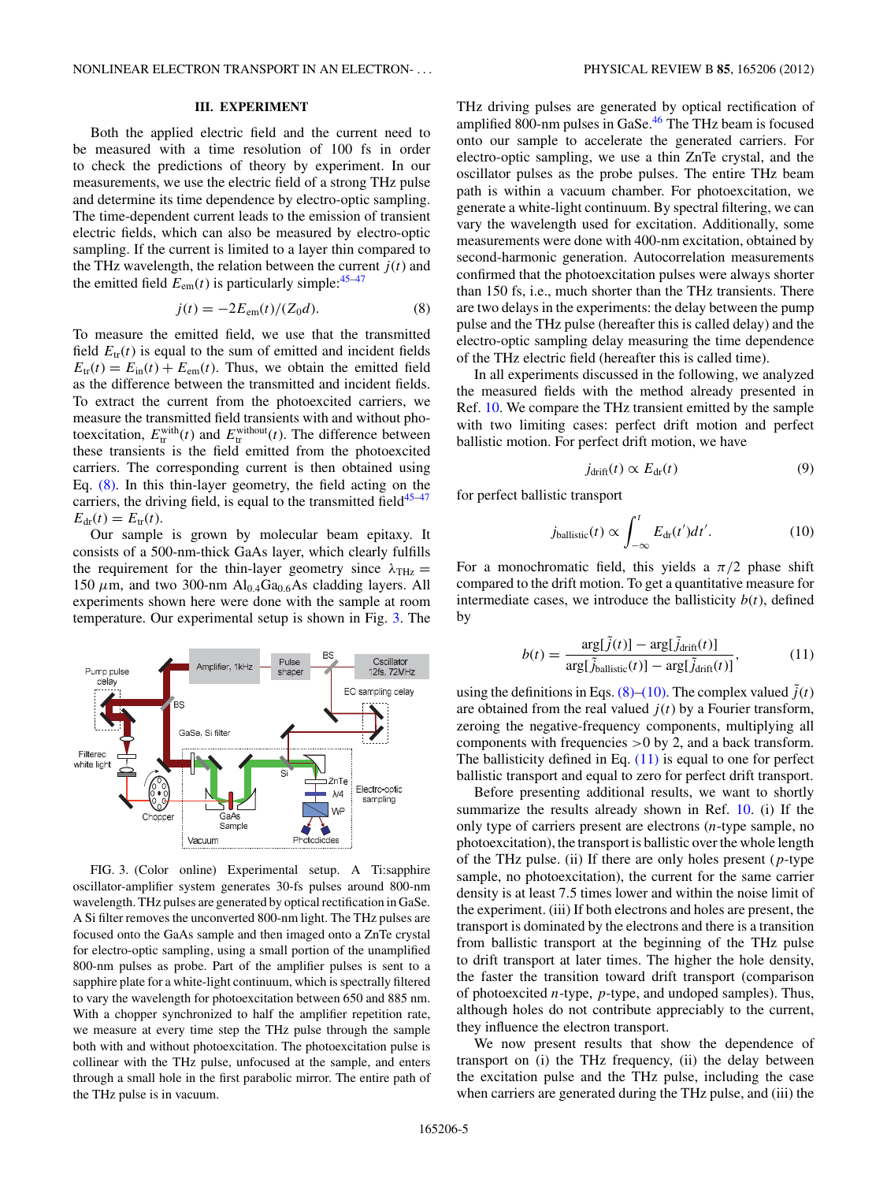## III. EXPERIMENT

Both the applied electric field and the current need to be measured with a time resolution of 100 fs in order to check the predictions of theory by experiment. In our measurements, we use the electric field of a strong THz pulse and determine its time dependence by electro-optic sampling. The time-dependent current leads to the emission of transient electric fields, which can also be measured by electro-optic sampling. If the current is limited to a layer thin compared to the THz wavelength, the relation between the current $j(t)$ and the emitted field $E_{\mathrm{em}}(t)$ is particularly simple:[45–47]

$$j(t) = -2E_{\mathrm{em}}(t)/(Z_0 d). \tag{8}$$

To measure the emitted field, we use that the transmitted field $E_{\mathrm{tr}}(t)$ is equal to the sum of emitted and incident fields $E_{\mathrm{tr}}(t) = E_{\mathrm{in}}(t) + E_{\mathrm{em}}(t)$. Thus, we obtain the emitted field as the difference between the transmitted and incident fields. To extract the current from the photoexcited carriers, we measure the transmitted field transients with and without photoexcitation, $E_{\mathrm{tr}}^{\mathrm{with}}(t)$ and $E_{\mathrm{tr}}^{\mathrm{without}}(t)$. The difference between these transients is the field emitted from the photoexcited carriers. The corresponding current is then obtained using Eq. (8). In this thin-layer geometry, the field acting on the carriers, the driving field, is equal to the transmitted field[45–47] $E_{\mathrm{dr}}(t) = E_{\mathrm{tr}}(t)$.

Our sample is grown by molecular beam epitaxy. It consists of a 500-nm-thick GaAs layer, which clearly fulfills the requirement for the thin-layer geometry since $\lambda_{\mathrm{THz}} = 150\ \mu$m, and two 300-nm $Al_{0.4}Ga_{0.6}As$ cladding layers. All experiments shown here were done with the sample at room temperature. Our experimental setup is shown in Fig. 3. The THz driving pulses are generated by optical rectification of amplified 800-nm pulses in GaSe.[46] The THz beam is focused onto our sample to accelerate the generated carriers. For electro-optic sampling, we use a thin ZnTe crystal, and the oscillator pulses as the probe pulses. The entire THz beam path is within a vacuum chamber. For photoexcitation, we generate a white-light continuum. By spectral filtering, we can vary the wavelength used for excitation. Additionally, some measurements were done with 400-nm excitation, obtained by second-harmonic generation. Autocorrelation measurements confirmed that the photoexcitation pulses were always shorter than 150 fs, i.e., much shorter than the THz transients. There are two delays in the experiments: the delay between the pump pulse and the THz pulse (hereafter this is called delay) and the electro-optic sampling delay measuring the time dependence of the THz electric field (hereafter this is called time).

FIG. 3. (Color online) Experimental setup. A Ti:sapphire oscillator-amplifier system generates 30-fs pulses around 800-nm wavelength. THz pulses are generated by optical rectification in GaSe. A Si filter removes the unconverted 800-nm light. The THz pulses are focused onto the GaAs sample and then imaged onto a ZnTe crystal for electro-optic sampling, using a small portion of the unamplified 800-nm pulses as probe. Part of the amplifier pulses is sent to a sapphire plate for a white-light continuum, which is spectrally filtered to vary the wavelength for photoexcitation between 650 and 885 nm. With a chopper synchronized to half the amplifier repetition rate, we measure at every time step the THz pulse through the sample both with and without photoexcitation. The photoexcitation pulse is collinear with the THz pulse, unfocused at the sample, and enters through a small hole in the first parabolic mirror. The entire path of the THz pulse is in vacuum.

In all experiments discussed in the following, we analyzed the measured fields with the method already presented in Ref. 10. We compare the THz transient emitted by the sample with two limiting cases: perfect drift motion and perfect ballistic motion. For perfect drift motion, we have

$$j_{\mathrm{drift}}(t) \propto E_{\mathrm{dr}}(t) \tag{9}$$

for perfect ballistic transport

$$j_{\mathrm{ballistic}}(t) \propto \int_{-\infty}^{t} E_{\mathrm{dr}}(t')dt'. \tag{10}$$

For a monochromatic field, this yields a $\pi/2$ phase shift compared to the drift motion. To get a quantitative measure for intermediate cases, we introduce the ballisticity $b(t)$, defined by

$$b(t) = \frac{\arg[\tilde{j}(t)] - \arg[\tilde{j}_{\mathrm{drift}}(t)]}{\arg[\tilde{j}_{\mathrm{ballistic}}(t)] - \arg[\tilde{j}_{\mathrm{drift}}(t)]}, \tag{11}$$

using the definitions in Eqs. (8)–(10). The complex valued $\tilde{j}(t)$ are obtained from the real valued $j(t)$ by a Fourier transform, zeroing the negative-frequency components, multiplying all components with frequencies $>0$ by 2, and a back transform. The ballisticity defined in Eq. (11) is equal to one for perfect ballistic transport and equal to zero for perfect drift transport.

Before presenting additional results, we want to shortly summarize the results already shown in Ref. 10. (i) If the only type of carriers present are electrons ($n$-type sample, no photoexcitation), the transport is ballistic over the whole length of the THz pulse. (ii) If there are only holes present ($p$-type sample, no photoexcitation), the current for the same carrier density is at least 7.5 times lower and within the noise limit of the experiment. (iii) If both electrons and holes are present, the transport is dominated by the electrons and there is a transition from ballistic transport at the beginning of the THz pulse to drift transport at later times. The higher the hole density, the faster the transition toward drift transport (comparison of photoexcited $n$-type, $p$-type, and undoped samples). Thus, although holes do not contribute appreciably to the current, they influence the electron transport.

We now present results that show the dependence of transport on (i) the THz frequency, (ii) the delay between the excitation pulse and the THz pulse, including the case when carriers are generated during the THz pulse, and (iii) the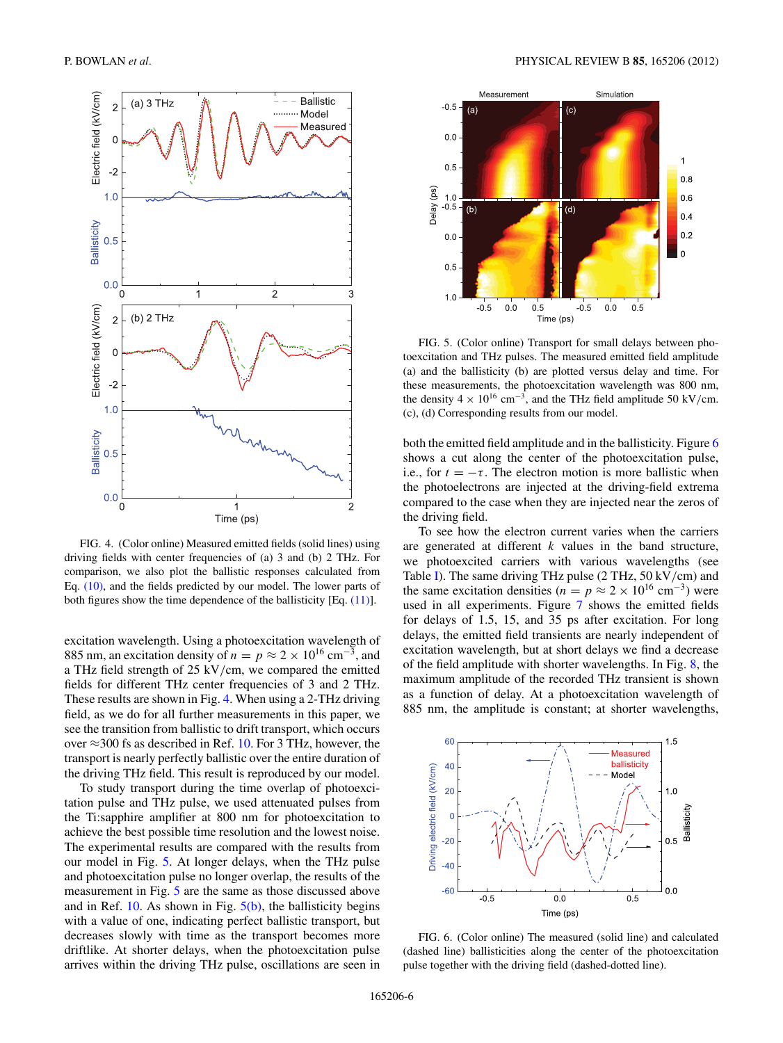FIG. 4. (Color online) Measured emitted fields (solid lines) using driving fields with center frequencies of (a) 3 and (b) 2 THz. For comparison, we also plot the ballistic responses calculated from Eq. (10), and the fields predicted by our model. The lower parts of both figures show the time dependence of the ballisticity [Eq. (11)].

excitation wavelength. Using a photoexcitation wavelength of 885 nm, an excitation density of $n = p \approx 2 \times 10^{16}$ cm$^{-3}$, and a THz field strength of 25 kV/cm, we compared the emitted fields for different THz center frequencies of 3 and 2 THz. These results are shown in Fig. 4. When using a 2-THz driving field, as we do for all further measurements in this paper, we see the transition from ballistic to drift transport, which occurs over $\approx$300 fs as described in Ref. 10. For 3 THz, however, the transport is nearly perfectly ballistic over the entire duration of the driving THz field. This result is reproduced by our model.

To study transport during the time overlap of photoexcitation pulse and THz pulse, we used attenuated pulses from the Ti:sapphire amplifier at 800 nm for photoexcitation to achieve the best possible time resolution and the lowest noise. The experimental results are compared with the results from our model in Fig. 5. At longer delays, when the THz pulse and photoexcitation pulse no longer overlap, the results of the measurement in Fig. 5 are the same as those discussed above and in Ref. 10. As shown in Fig. 5(b), the ballisticity begins with a value of one, indicating perfect ballistic transport, but decreases slowly with time as the transport becomes more driftlike. At shorter delays, when the photoexcitation pulse arrives within the driving THz pulse, oscillations are seen in both the emitted field amplitude and in the ballisticity. Figure 6 shows a cut along the center of the photoexcitation pulse, i.e., for $t = -\tau$. The electron motion is more ballistic when the photoelectrons are injected at the driving-field extrema compared to the case when they are injected near the zeros of the driving field.

FIG. 5. (Color online) Transport for small delays between photoexcitation and THz pulses. The measured emitted field amplitude (a) and the ballisticity (b) are plotted versus delay and time. For these measurements, the photoexcitation wavelength was 800 nm, the density $4 \times 10^{16}$ cm$^{-3}$, and the THz field amplitude 50 kV/cm. (c), (d) Corresponding results from our model.

To see how the electron current varies when the carriers are generated at different $k$ values in the band structure, we photoexcited carriers with various wavelengths (see Table I). The same driving THz pulse (2 THz, 50 kV/cm) and the same excitation densities ($n = p \approx 2 \times 10^{16}$ cm$^{-3}$) were used in all experiments. Figure 7 shows the emitted fields for delays of 1.5, 15, and 35 ps after excitation. For long delays, the emitted field transients are nearly independent of excitation wavelength, but at short delays we find a decrease of the field amplitude with shorter wavelengths. In Fig. 8, the maximum amplitude of the recorded THz transient is shown as a function of delay. At a photoexcitation wavelength of 885 nm, the amplitude is constant; at shorter wavelengths,

FIG. 6. (Color online) The measured (solid line) and calculated (dashed line) ballisticities along the center of the photoexcitation pulse together with the driving field (dashed-dotted line).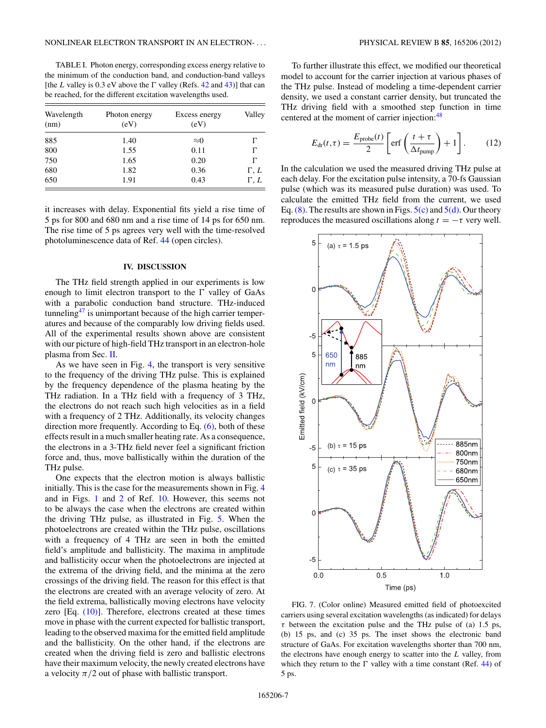TABLE I. Photon energy, corresponding excess energy relative to the minimum of the conduction band, and conduction-band valleys [the $L$ valley is 0.3 eV above the Γ valley (Refs. 42 and 43)] that can be reached, for the different excitation wavelengths used.

| Wavelength (nm) | Photon energy (eV) | Excess energy (eV) | Valley |
|---|---|---|---|
| 885 | 1.40 | ≈0 | Γ |
| 800 | 1.55 | 0.11 | Γ |
| 750 | 1.65 | 0.20 | Γ |
| 680 | 1.82 | 0.36 | Γ, $L$ |
| 650 | 1.91 | 0.43 | Γ, $L$ |

it increases with delay. Exponential fits yield a rise time of 5 ps for 800 and 680 nm and a rise time of 14 ps for 650 nm. The rise time of 5 ps agrees very well with the time-resolved photoluminescence data of Ref. 44 (open circles).

## IV. DISCUSSION

The THz field strength applied in our experiments is low enough to limit electron transport to the Γ valley of GaAs with a parabolic conduction band structure. THz-induced tunneling[47] is unimportant because of the high carrier temperatures and because of the comparably low driving fields used. All of the experimental results shown above are consistent with our picture of high-field THz transport in an electron-hole plasma from Sec. II.

As we have seen in Fig. 4, the transport is very sensitive to the frequency of the driving THz pulse. This is explained by the frequency dependence of the plasma heating by the THz radiation. In a THz field with a frequency of 3 THz, the electrons do not reach such high velocities as in a field with a frequency of 2 THz. Additionally, its velocity changes direction more frequently. According to Eq. (6), both of these effects result in a much smaller heating rate. As a consequence, the electrons in a 3-THz field never feel a significant friction force and, thus, move ballistically within the duration of the THz pulse.

One expects that the electron motion is always ballistic initially. This is the case for the measurements shown in Fig. 4 and in Figs. 1 and 2 of Ref. 10. However, this seems not to be always the case when the electrons are created within the driving THz pulse, as illustrated in Fig. 5. When the photoelectrons are created within the THz pulse, oscillations with a frequency of 4 THz are seen in both the emitted field's amplitude and ballisticity. The maxima in amplitude and ballisticity occur when the photoelectrons are injected at the extrema of the driving field, and the minima at the zero crossings of the driving field. The reason for this effect is that the electrons are created with an average velocity of zero. At the field extrema, ballistically moving electrons have velocity zero [Eq. (10)]. Therefore, electrons created at these times move in phase with the current expected for ballistic transport, leading to the observed maxima for the emitted field amplitude and the ballisticity. On the other hand, if the electrons are created when the driving field is zero and ballistic electrons have their maximum velocity, the newly created electrons have a velocity $\pi/2$ out of phase with ballistic transport.

To further illustrate this effect, we modified our theoretical model to account for the carrier injection at various phases of the THz pulse. Instead of modeling a time-dependent carrier density, we used a constant carrier density, but truncated the THz driving field with a smoothed step function in time centered at the moment of carrier injection:[48]

$$E_{\mathrm{dr}}(t,\tau) = \frac{E_{\mathrm{probe}}(t)}{2}\left[\mathrm{erf}\left(\frac{t+\tau}{\Delta t_{\mathrm{pump}}}\right)+1\right]. \qquad (12)$$

In the calculation we used the measured driving THz pulse at each delay. For the excitation pulse intensity, a 70-fs Gaussian pulse (which was its measured pulse duration) was used. To calculate the emitted THz field from the current, we used Eq. (8). The results are shown in Figs. 5(c) and 5(d). Our theory reproduces the measured oscillations along $t = -\tau$ very well.

FIG. 7. (Color online) Measured emitted field of photoexcited carriers using several excitation wavelengths (as indicated) for delays $\tau$ between the excitation pulse and the THz pulse of (a) 1.5 ps, (b) 15 ps, and (c) 35 ps. The inset shows the electronic band structure of GaAs. For excitation wavelengths shorter than 700 nm, the electrons have enough energy to scatter into the $L$ valley, from which they return to the Γ valley with a time constant (Ref. 44) of 5 ps.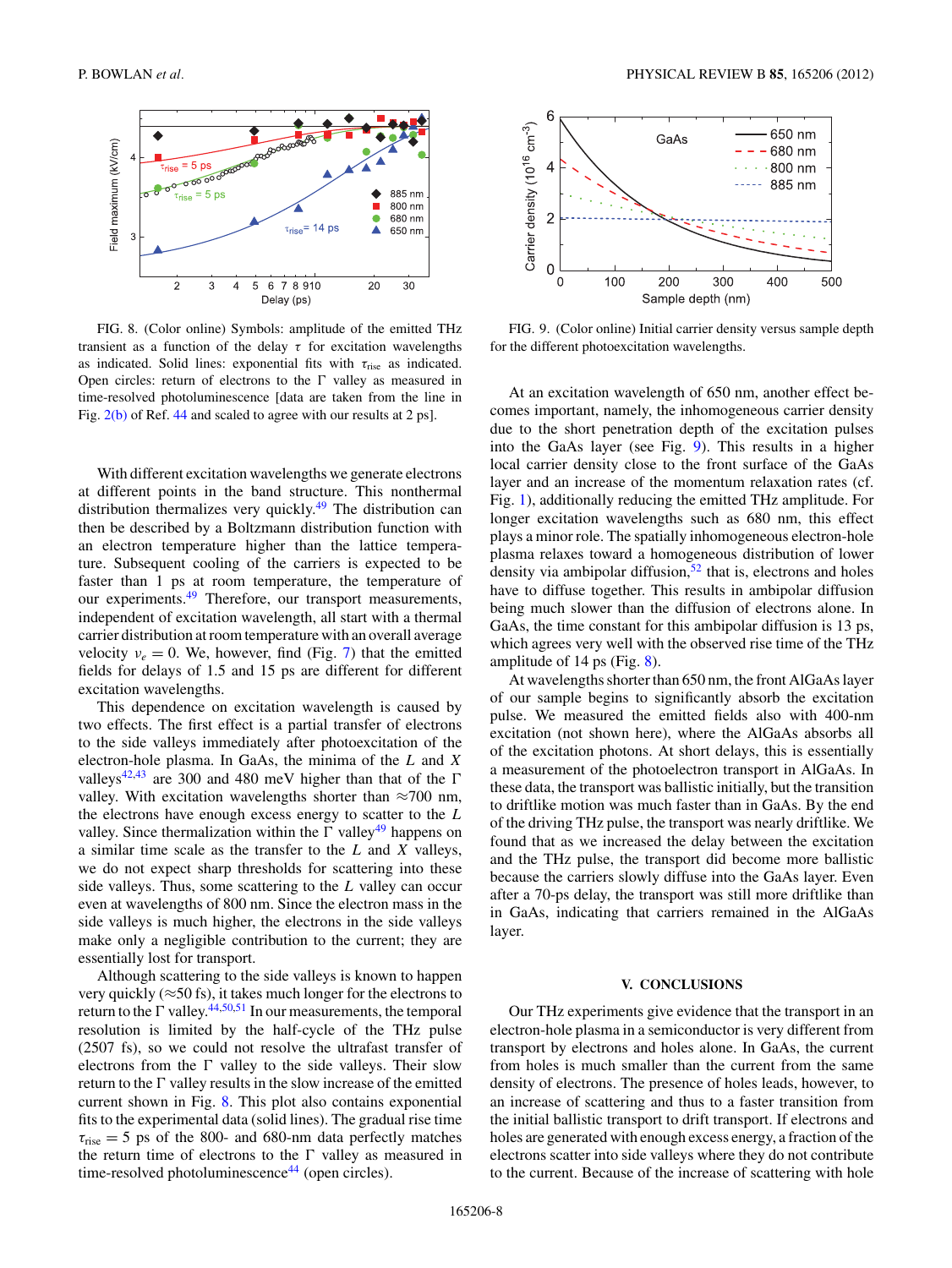FIG. 8. (Color online) Symbols: amplitude of the emitted THz transient as a function of the delay $\tau$ for excitation wavelengths as indicated. Solid lines: exponential fits with $\tau_{\rm rise}$ as indicated. Open circles: return of electrons to the Γ valley as measured in time-resolved photoluminescence [data are taken from the line in Fig. 2(b) of Ref. 44 and scaled to agree with our results at 2 ps].

FIG. 9. (Color online) Initial carrier density versus sample depth for the different photoexcitation wavelengths.

With different excitation wavelengths we generate electrons at different points in the band structure. This nonthermal distribution thermalizes very quickly.[49] The distribution can then be described by a Boltzmann distribution function with an electron temperature higher than the lattice temperature. Subsequent cooling of the carriers is expected to be faster than 1 ps at room temperature, the temperature of our experiments.[49] Therefore, our transport measurements, independent of excitation wavelength, all start with a thermal carrier distribution at room temperature with an overall average velocity $v_e = 0$. We, however, find (Fig. 7) that the emitted fields for delays of 1.5 and 15 ps are different for different excitation wavelengths.

This dependence on excitation wavelength is caused by two effects. The first effect is a partial transfer of electrons to the side valleys immediately after photoexcitation of the electron-hole plasma. In GaAs, the minima of the $L$ and $X$ valleys[42,43] are 300 and 480 meV higher than that of the Γ valley. With excitation wavelengths shorter than ≈700 nm, the electrons have enough excess energy to scatter to the $L$ valley. Since thermalization within the Γ valley[49] happens on a similar time scale as the transfer to the $L$ and $X$ valleys, we do not expect sharp thresholds for scattering into these side valleys. Thus, some scattering to the $L$ valley can occur even at wavelengths of 800 nm. Since the electron mass in the side valleys is much higher, the electrons in the side valleys make only a negligible contribution to the current; they are essentially lost for transport.

Although scattering to the side valleys is known to happen very quickly (≈50 fs), it takes much longer for the electrons to return to the Γ valley.[44,50,51] In our measurements, the temporal resolution is limited by the half-cycle of the THz pulse (2507 fs), so we could not resolve the ultrafast transfer of electrons from the Γ valley to the side valleys. Their slow return to the Γ valley results in the slow increase of the emitted current shown in Fig. 8. This plot also contains exponential fits to the experimental data (solid lines). The gradual rise time $\tau_{\rm rise} = 5$ ps of the 800- and 680-nm data perfectly matches the return time of electrons to the Γ valley as measured in time-resolved photoluminescence[44] (open circles).

At an excitation wavelength of 650 nm, another effect becomes important, namely, the inhomogeneous carrier density due to the short penetration depth of the excitation pulses into the GaAs layer (see Fig. 9). This results in a higher local carrier density close to the front surface of the GaAs layer and an increase of the momentum relaxation rates (cf. Fig. 1), additionally reducing the emitted THz amplitude. For longer excitation wavelengths such as 680 nm, this effect plays a minor role. The spatially inhomogeneous electron-hole plasma relaxes toward a homogeneous distribution of lower density via ambipolar diffusion,[52] that is, electrons and holes have to diffuse together. This results in ambipolar diffusion being much slower than the diffusion of electrons alone. In GaAs, the time constant for this ambipolar diffusion is 13 ps, which agrees very well with the observed rise time of the THz amplitude of 14 ps (Fig. 8).

At wavelengths shorter than 650 nm, the front AlGaAs layer of our sample begins to significantly absorb the excitation pulse. We measured the emitted fields also with 400-nm excitation (not shown here), where the AlGaAs absorbs all of the excitation photons. At short delays, this is essentially a measurement of the photoelectron transport in AlGaAs. In these data, the transport was ballistic initially, but the transition to driftlike motion was much faster than in GaAs. By the end of the driving THz pulse, the transport was nearly driftlike. We found that as we increased the delay between the excitation and the THz pulse, the transport did become more ballistic because the carriers slowly diffuse into the GaAs layer. Even after a 70-ps delay, the transport was still more driftlike than in GaAs, indicating that carriers remained in the AlGaAs layer.

## V. CONCLUSIONS

Our THz experiments give evidence that the transport in an electron-hole plasma in a semiconductor is very different from transport by electrons and holes alone. In GaAs, the current from holes is much smaller than the current from the same density of electrons. The presence of holes leads, however, to an increase of scattering and thus to a faster transition from the initial ballistic transport to drift transport. If electrons and holes are generated with enough excess energy, a fraction of the electrons scatter into side valleys where they do not contribute to the current. Because of the increase of scattering with hole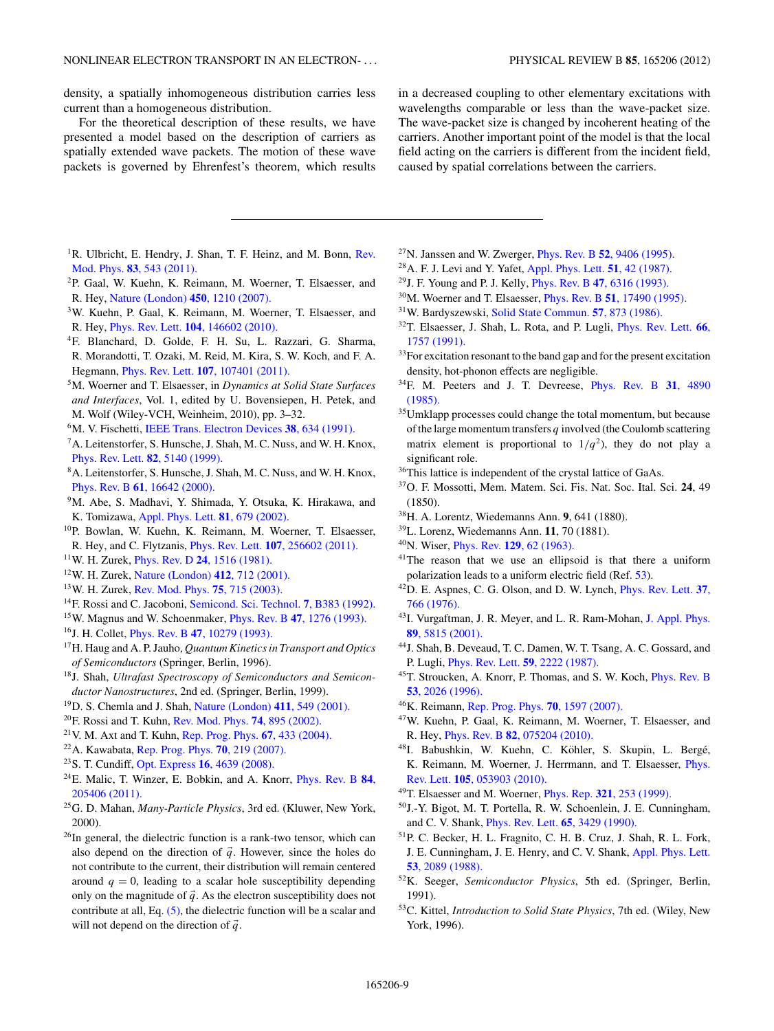density, a spatially inhomogeneous distribution carries less current than a homogeneous distribution.

For the theoretical description of these results, we have presented a model based on the description of carriers as spatially extended wave packets. The motion of these wave packets is governed by Ehrenfest's theorem, which results in a decreased coupling to other elementary excitations with wavelengths comparable or less than the wave-packet size. The wave-packet size is changed by incoherent heating of the carriers. Another important point of the model is that the local field acting on the carriers is different from the incident field, caused by spatial correlations between the carriers.

---

[1] R. Ulbricht, E. Hendry, J. Shan, T. F. Heinz, and M. Bonn, Rev. Mod. Phys. **83**, 543 (2011).

[2] P. Gaal, W. Kuehn, K. Reimann, M. Woerner, T. Elsaesser, and R. Hey, Nature (London) **450**, 1210 (2007).

[3] W. Kuehn, P. Gaal, K. Reimann, M. Woerner, T. Elsaesser, and R. Hey, Phys. Rev. Lett. **104**, 146602 (2010).

[4] F. Blanchard, D. Golde, F. H. Su, L. Razzari, G. Sharma, R. Morandotti, T. Ozaki, M. Reid, M. Kira, S. W. Koch, and F. A. Hegmann, Phys. Rev. Lett. **107**, 107401 (2011).

[5] M. Woerner and T. Elsaesser, in *Dynamics at Solid State Surfaces and Interfaces*, Vol. 1, edited by U. Bovensiepen, H. Petek, and M. Wolf (Wiley-VCH, Weinheim, 2010), pp. 3–32.

[6] M. V. Fischetti, IEEE Trans. Electron Devices **38**, 634 (1991).

[7] A. Leitenstorfer, S. Hunsche, J. Shah, M. C. Nuss, and W. H. Knox, Phys. Rev. Lett. **82**, 5140 (1999).

[8] A. Leitenstorfer, S. Hunsche, J. Shah, M. C. Nuss, and W. H. Knox, Phys. Rev. B **61**, 16642 (2000).

[9] M. Abe, S. Madhavi, Y. Shimada, Y. Otsuka, K. Hirakawa, and K. Tomizawa, Appl. Phys. Lett. **81**, 679 (2002).

[10] P. Bowlan, W. Kuehn, K. Reimann, M. Woerner, T. Elsaesser, R. Hey, and C. Flytzanis, Phys. Rev. Lett. **107**, 256602 (2011).

[11] W. H. Zurek, Phys. Rev. D **24**, 1516 (1981).

[12] W. H. Zurek, Nature (London) **412**, 712 (2001).

[13] W. H. Zurek, Rev. Mod. Phys. **75**, 715 (2003).

[14] F. Rossi and C. Jacoboni, Semicond. Sci. Technol. **7**, B383 (1992).

[15] W. Magnus and W. Schoenmaker, Phys. Rev. B **47**, 1276 (1993).

[16] J. H. Collet, Phys. Rev. B **47**, 10279 (1993).

[17] H. Haug and A. P. Jauho, *Quantum Kinetics in Transport and Optics of Semiconductors* (Springer, Berlin, 1996).

[18] J. Shah, *Ultrafast Spectroscopy of Semiconductors and Semiconductor Nanostructures*, 2nd ed. (Springer, Berlin, 1999).

[19] D. S. Chemla and J. Shah, Nature (London) **411**, 549 (2001).

[20] F. Rossi and T. Kuhn, Rev. Mod. Phys. **74**, 895 (2002).

[21] V. M. Axt and T. Kuhn, Rep. Prog. Phys. **67**, 433 (2004).

[22] A. Kawabata, Rep. Prog. Phys. **70**, 219 (2007).

[23] S. T. Cundiff, Opt. Express **16**, 4639 (2008).

[24] E. Malic, T. Winzer, E. Bobkin, and A. Knorr, Phys. Rev. B **84**, 205406 (2011).

[25] G. D. Mahan, *Many-Particle Physics*, 3rd ed. (Kluwer, New York, 2000).

[26] In general, the dielectric function is a rank-two tensor, which can also depend on the direction of $\vec{q}$. However, since the holes do not contribute to the current, their distribution will remain centered around $q = 0$, leading to a scalar hole susceptibility depending only on the magnitude of $\vec{q}$. As the electron susceptibility does not contribute at all, Eq. (5), the dielectric function will be a scalar and will not depend on the direction of $\vec{q}$.

[27] N. Janssen and W. Zwerger, Phys. Rev. B **52**, 9406 (1995).

[28] A. F. J. Levi and Y. Yafet, Appl. Phys. Lett. **51**, 42 (1987).

[29] J. F. Young and P. J. Kelly, Phys. Rev. B **47**, 6316 (1993).

[30] M. Woerner and T. Elsaesser, Phys. Rev. B **51**, 17490 (1995).

[31] W. Bardyszewski, Solid State Commun. **57**, 873 (1986).

[32] T. Elsaesser, J. Shah, L. Rota, and P. Lugli, Phys. Rev. Lett. **66**, 1757 (1991).

[33] For excitation resonant to the band gap and for the present excitation density, hot-phonon effects are negligible.

[34] F. M. Peeters and J. T. Devreese, Phys. Rev. B **31**, 4890 (1985).

[35] Umklapp processes could change the total momentum, but because of the large momentum transfers $q$ involved (the Coulomb scattering matrix element is proportional to $1/q^2$), they do not play a significant role.

[36] This lattice is independent of the crystal lattice of GaAs.

[37] O. F. Mossotti, Mem. Matem. Sci. Fis. Nat. Soc. Ital. Sci. **24**, 49 (1850).

[38] H. A. Lorentz, Wiedemanns Ann. **9**, 641 (1880).

[39] L. Lorenz, Wiedemanns Ann. **11**, 70 (1881).

[40] N. Wiser, Phys. Rev. **129**, 62 (1963).

[41] The reason that we use an ellipsoid is that there a uniform polarization leads to a uniform electric field (Ref. 53).

[42] D. E. Aspnes, C. G. Olson, and D. W. Lynch, Phys. Rev. Lett. **37**, 766 (1976).

[43] I. Vurgaftman, J. R. Meyer, and L. R. Ram-Mohan, J. Appl. Phys. **89**, 5815 (2001).

[44] J. Shah, B. Deveaud, T. C. Damen, W. T. Tsang, A. C. Gossard, and P. Lugli, Phys. Rev. Lett. **59**, 2222 (1987).

[45] T. Stroucken, A. Knorr, P. Thomas, and S. W. Koch, Phys. Rev. B **53**, 2026 (1996).

[46] K. Reimann, Rep. Prog. Phys. **70**, 1597 (2007).

[47] W. Kuehn, P. Gaal, K. Reimann, M. Woerner, T. Elsaesser, and R. Hey, Phys. Rev. B **82**, 075204 (2010).

[48] I. Babushkin, W. Kuehn, C. Köhler, S. Skupin, L. Bergé, K. Reimann, M. Woerner, J. Herrmann, and T. Elsaesser, Phys. Rev. Lett. **105**, 053903 (2010).

[49] T. Elsaesser and M. Woerner, Phys. Rep. **321**, 253 (1999).

[50] J.-Y. Bigot, M. T. Portella, R. W. Schoenlein, J. E. Cunningham, and C. V. Shank, Phys. Rev. Lett. **65**, 3429 (1990).

[51] P. C. Becker, H. L. Fragnito, C. H. B. Cruz, J. Shah, R. L. Fork, J. E. Cunningham, J. E. Henry, and C. V. Shank, Appl. Phys. Lett. **53**, 2089 (1988).

[52] K. Seeger, *Semiconductor Physics*, 5th ed. (Springer, Berlin, 1991).

[53] C. Kittel, *Introduction to Solid State Physics*, 7th ed. (Wiley, New York, 1996).